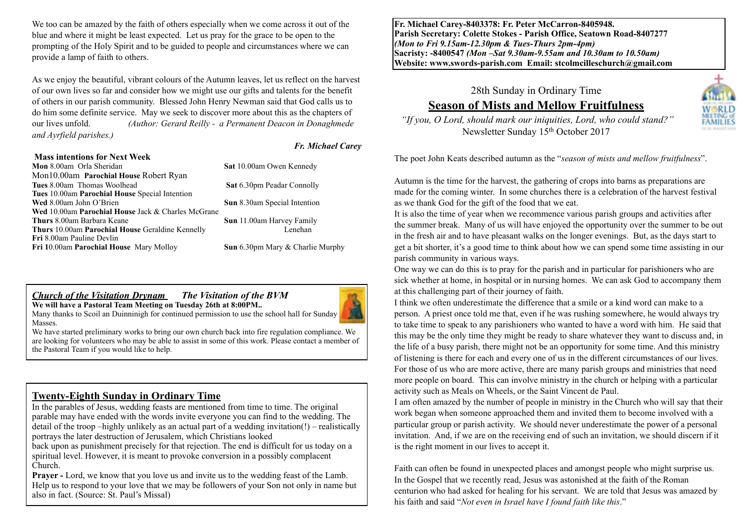**Fr. Michael Carey-8403378: Fr. Peter McCarron-8405948.**
**Parish Secretary: Colette Stokes - Parish Office, Seatown Road-8407277**
***(Mon to Fri 9.15am-12.30pm & Tues-Thurs 2pm-4pm)***
**Sacristy: -8400547 *(Mon –Sat 9.30am-9.55am and 10.30am to 10.50am)***
**Website: www.swords-parish.com Email: stcolmcilleschurch@gmail.com**

# 28th Sunday in Ordinary Time

## Season of Mists and Mellow Fruitfulness

*"If you, O Lord, should mark our iniquities, Lord, who could stand?"*
Newsletter Sunday 15th October 2017

The poet John Keats described autumn as the "*season of mists and mellow fruitfulness*".

Autumn is the time for the harvest, the gathering of crops into barns as preparations are made for the coming winter. In some churches there is a celebration of the harvest festival as we thank God for the gift of the food that we eat.

It is also the time of year when we recommence various parish groups and activities after the summer break. Many of us will have enjoyed the opportunity over the summer to be out in the fresh air and to have pleasant walks on the longer evenings. But, as the days start to get a bit shorter, it's a good time to think about how we can spend some time assisting in our parish community in various ways.

One way we can do this is to pray for the parish and in particular for parishioners who are sick whether at home, in hospital or in nursing homes. We can ask God to accompany them at this challenging part of their journey of faith.

I think we often underestimate the difference that a smile or a kind word can make to a person. A priest once told me that, even if he was rushing somewhere, he would always try to take time to speak to any parishioners who wanted to have a word with him. He said that this may be the only time they might be ready to share whatever they want to discuss and, in the life of a busy parish, there might not be an opportunity for some time. And this ministry of listening is there for each and every one of us in the different circumstances of our lives.

For those of us who are more active, there are many parish groups and ministries that need more people on board. This can involve ministry in the church or helping with a particular activity such as Meals on Wheels, or the Saint Vincent de Paul.

I am often amazed by the number of people in ministry in the Church who will say that their work began when someone approached them and invited them to become involved with a particular group or parish activity. We should never underestimate the power of a personal invitation. And, if we are on the receiving end of such an invitation, we should discern if it is the right moment in our lives to accept it.

Faith can often be found in unexpected places and amongst people who might surprise us. In the Gospel that we recently read, Jesus was astonished at the faith of the Roman centurion who had asked for healing for his servant. We are told that Jesus was amazed by his faith and said "*Not even in Israel have I found faith like this*."

We too can be amazed by the faith of others especially when we come across it out of the blue and where it might be least expected. Let us pray for the grace to be open to the prompting of the Holy Spirit and to be guided to people and circumstances where we can provide a lamp of faith to others.

As we enjoy the beautiful, vibrant colours of the Autumn leaves, let us reflect on the harvest of our own lives so far and consider how we might use our gifts and talents for the benefit of others in our parish community. Blessed John Henry Newman said that God calls us to do him some definite service. May we seek to discover more about this as the chapters of our lives unfold. *(Author: Gerard Reilly - a Permanent Deacon in Donaghmede and Ayrfield parishes.)*

***Fr. Michael Carey***

**Mass intentions for Next Week**

**Mon** 8.00am Orla Sheridan
Mon10.00am **Parochial House** Robert Ryan
**Tues** 8.00am Thomas Woolhead
**Tues** 10.00am **Parochial House** Special Intention
**Wed** 8.00am John O'Brien
**Wed** 10.00am **Parochial House** Jack & Charles McGrane
**Thurs** 8.00am Barbara Keane
**Thurs** 10.00am **Parochial House** Geraldine Kennelly
**Fri** 8.00am Pauline Devlin
**Fri** 10.00am **Parochial House** Mary Molloy
**Sat** 10.00am Owen Kennedy
**Sat** 6.30pm Peadar Connolly
**Sun** 8.30am Special Intention
**Sun** 11.00am Harvey Family Lenehan
**Sun** 6.30pm Mary & Charlie Murphy

## *Church of the Visitation Drynam* — *The Visitation of the BVM*

**We will have a Pastoral Team Meeting on Tuesday 26th at 8:00PM..**

Many thanks to Scoil an Duinninigh for continued permission to use the school hall for Sunday Masses.

We have started preliminary works to bring our own church back into fire regulation compliance. We are looking for volunteers who may be able to assist in some of this work. Please contact a member of the Pastoral Team if you would like to help.

## Twenty-Eighth Sunday in Ordinary Time

In the parables of Jesus, wedding feasts are mentioned from time to time. The original parable may have ended with the words invite everyone you can find to the wedding. The detail of the troop –highly unlikely as an actual part of a wedding invitation(!) – realistically portrays the later destruction of Jerusalem, which Christians looked back upon as punishment precisely for that rejection. The end is difficult for us today on a spiritual level. However, it is meant to provoke conversion in a possibly complacent Church.

**Prayer -** Lord, we know that you love us and invite us to the wedding feast of the Lamb. Help us to respond to your love that we may be followers of your Son not only in name but also in fact. (Source: St. Paul's Missal)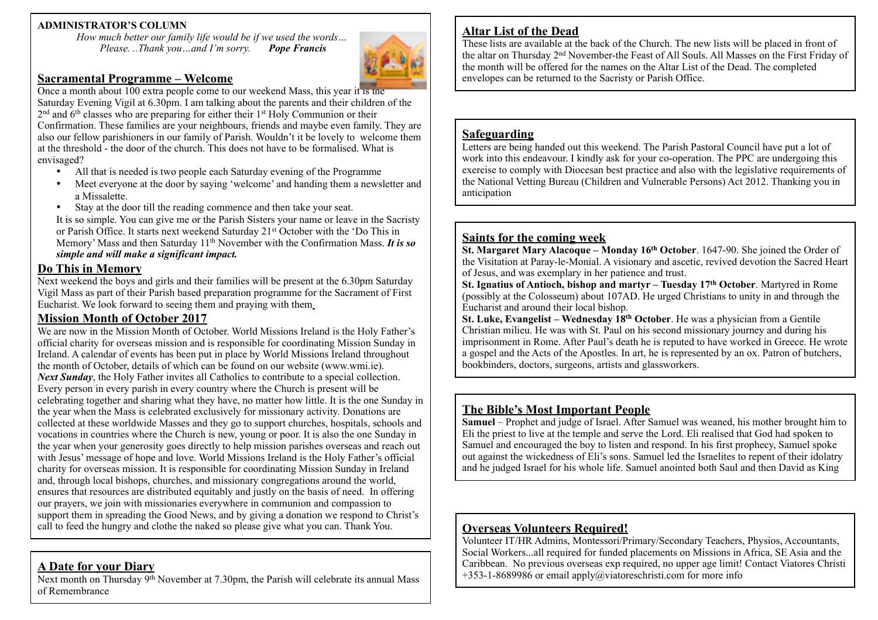**ADMINISTRATOR'S COLUMN**

*How much better our family life would be if we used the words… Please. ..Thank you…and I'm sorry.* ***Pope Francis***

## Sacramental Programme – Welcome

Once a month about 100 extra people come to our weekend Mass, this year it is the Saturday Evening Vigil at 6.30pm. I am talking about the parents and their children of the 2nd and 6th classes who are preparing for either their 1st Holy Communion or their Confirmation. These families are your neighbours, friends and maybe even family. They are also our fellow parishioners in our family of Parish. Wouldn't it be lovely to welcome them at the threshold - the door of the church. This does not have to be formalised. What is envisaged?

- All that is needed is two people each Saturday evening of the Programme
- Meet everyone at the door by saying 'welcome' and handing them a newsletter and a Missalette.
- Stay at the door till the reading commence and then take your seat.

It is so simple. You can give me or the Parish Sisters your name or leave in the Sacristy or Parish Office. It starts next weekend Saturday 21st October with the 'Do This in Memory' Mass and then Saturday 11th November with the Confirmation Mass. ***It is so simple and will make a significant impact.***

## Do This in Memory

Next weekend the boys and girls and their families will be present at the 6.30pm Saturday Vigil Mass as part of their Parish based preparation programme for the Sacrament of First Eucharist. We look forward to seeing them and praying with them.

## Mission Month of October 2017

We are now in the Mission Month of October. World Missions Ireland is the Holy Father's official charity for overseas mission and is responsible for coordinating Mission Sunday in Ireland. A calendar of events has been put in place by World Missions Ireland throughout the month of October, details of which can be found on our website (www.wmi.ie). ***Next Sunday***, the Holy Father invites all Catholics to contribute to a special collection. Every person in every parish in every country where the Church is present will be celebrating together and sharing what they have, no matter how little. It is the one Sunday in the year when the Mass is celebrated exclusively for missionary activity. Donations are collected at these worldwide Masses and they go to support churches, hospitals, schools and vocations in countries where the Church is new, young or poor. It is also the one Sunday in the year when your generosity goes directly to help mission parishes overseas and reach out with Jesus' message of hope and love. World Missions Ireland is the Holy Father's official charity for overseas mission. It is responsible for coordinating Mission Sunday in Ireland and, through local bishops, churches, and missionary congregations around the world, ensures that resources are distributed equitably and justly on the basis of need. In offering our prayers, we join with missionaries everywhere in communion and compassion to support them in spreading the Good News, and by giving a donation we respond to Christ's call to feed the hungry and clothe the naked so please give what you can. Thank You.

## A Date for your Diary

Next month on Thursday 9th November at 7.30pm, the Parish will celebrate its annual Mass of Remembrance

## Altar List of the Dead

These lists are available at the back of the Church. The new lists will be placed in front of the altar on Thursday 2nd November-the Feast of All Souls. All Masses on the First Friday of the month will be offered for the names on the Altar List of the Dead. The completed envelopes can be returned to the Sacristy or Parish Office.

## Safeguarding

Letters are being handed out this weekend. The Parish Pastoral Council have put a lot of work into this endeavour. I kindly ask for your co-operation. The PPC are undergoing this exercise to comply with Diocesan best practice and also with the legislative requirements of the National Vetting Bureau (Children and Vulnerable Persons) Act 2012. Thanking you in anticipation

## Saints for the coming week

**St. Margaret Mary Alacoque – Monday 16th October**. 1647-90. She joined the Order of the Visitation at Paray-le-Monial. A visionary and ascetic, revived devotion the Sacred Heart of Jesus, and was exemplary in her patience and trust.

**St. Ignatius of Antioch, bishop and martyr – Tuesday 17th October**. Martyred in Rome (possibly at the Colosseum) about 107AD. He urged Christians to unity in and through the Eucharist and around their local bishop.

**St. Luke, Evangelist – Wednesday 18th October**. He was a physician from a Gentile Christian milieu. He was with St. Paul on his second missionary journey and during his imprisonment in Rome. After Paul's death he is reputed to have worked in Greece. He wrote a gospel and the Acts of the Apostles. In art, he is represented by an ox. Patron of butchers, bookbinders, doctors, surgeons, artists and glassworkers.

## The Bible's Most Important People

**Samuel** – Prophet and judge of Israel. After Samuel was weaned, his mother brought him to Eli the priest to live at the temple and serve the Lord. Eli realised that God had spoken to Samuel and encouraged the boy to listen and respond. In his first prophecy, Samuel spoke out against the wickedness of Eli's sons. Samuel led the Israelites to repent of their idolatry and he judged Israel for his whole life. Samuel anointed both Saul and then David as King

## Overseas Volunteers Required!

Volunteer IT/HR Admins, Montessori/Primary/Secondary Teachers, Physios, Accountants, Social Workers...all required for funded placements on Missions in Africa, SE Asia and the Caribbean. No previous overseas exp required, no upper age limit! Contact Viatores Christi +353-1-8689986 or email apply@viatoreschristi.com for more info